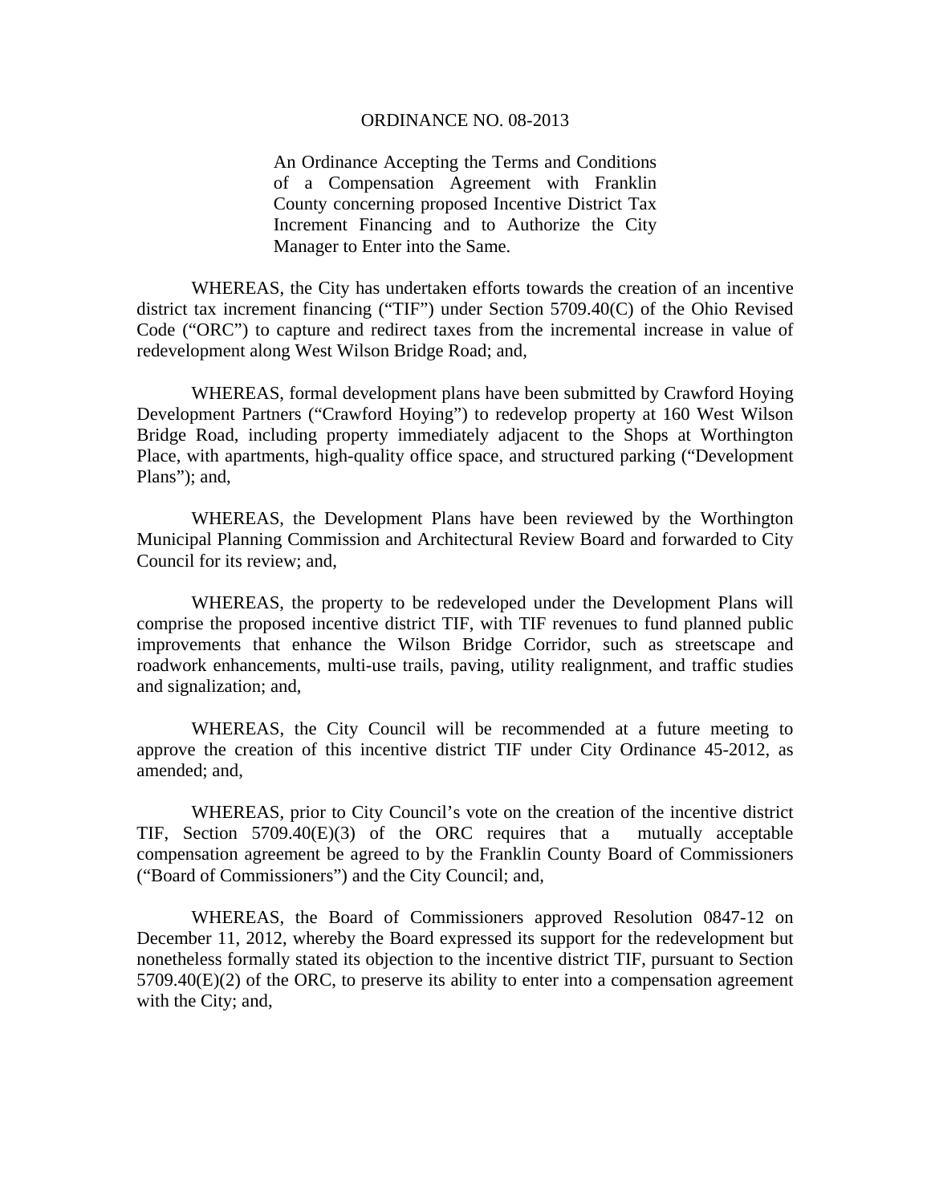# ORDINANCE NO. 08-2013

An Ordinance Accepting the Terms and Conditions of a Compensation Agreement with Franklin County concerning proposed Incentive District Tax Increment Financing and to Authorize the City Manager to Enter into the Same.

WHEREAS, the City has undertaken efforts towards the creation of an incentive district tax increment financing ("TIF") under Section 5709.40(C) of the Ohio Revised Code ("ORC") to capture and redirect taxes from the incremental increase in value of redevelopment along West Wilson Bridge Road; and,

WHEREAS, formal development plans have been submitted by Crawford Hoying Development Partners ("Crawford Hoying") to redevelop property at 160 West Wilson Bridge Road, including property immediately adjacent to the Shops at Worthington Place, with apartments, high-quality office space, and structured parking ("Development Plans"); and,

WHEREAS, the Development Plans have been reviewed by the Worthington Municipal Planning Commission and Architectural Review Board and forwarded to City Council for its review; and,

WHEREAS, the property to be redeveloped under the Development Plans will comprise the proposed incentive district TIF, with TIF revenues to fund planned public improvements that enhance the Wilson Bridge Corridor, such as streetscape and roadwork enhancements, multi-use trails, paving, utility realignment, and traffic studies and signalization; and,

WHEREAS, the City Council will be recommended at a future meeting to approve the creation of this incentive district TIF under City Ordinance 45-2012, as amended; and,

WHEREAS, prior to City Council's vote on the creation of the incentive district TIF, Section 5709.40(E)(3) of the ORC requires that a mutually acceptable compensation agreement be agreed to by the Franklin County Board of Commissioners ("Board of Commissioners") and the City Council; and,

WHEREAS, the Board of Commissioners approved Resolution 0847-12 on December 11, 2012, whereby the Board expressed its support for the redevelopment but nonetheless formally stated its objection to the incentive district TIF, pursuant to Section 5709.40(E)(2) of the ORC, to preserve its ability to enter into a compensation agreement with the City; and,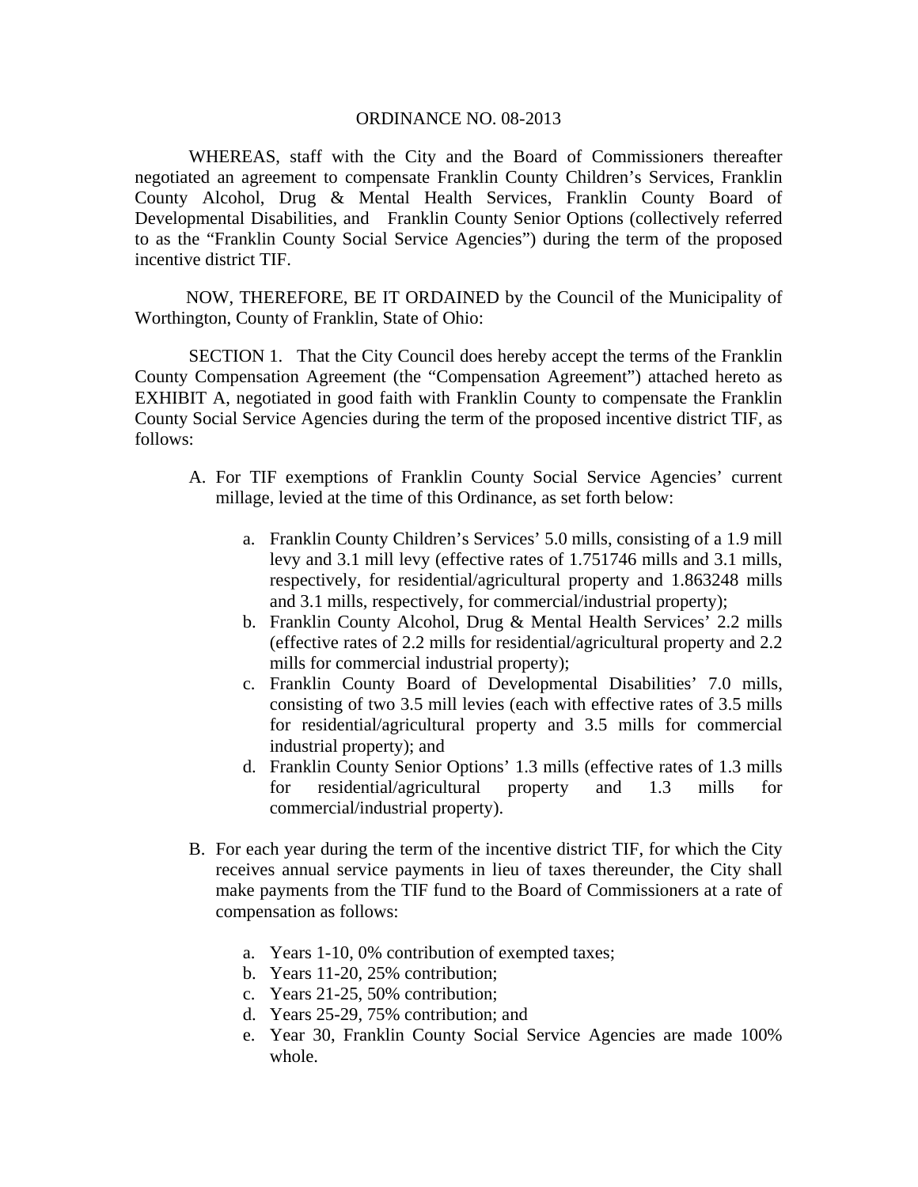ORDINANCE NO. 08-2013

WHEREAS, staff with the City and the Board of Commissioners thereafter negotiated an agreement to compensate Franklin County Children's Services, Franklin County Alcohol, Drug & Mental Health Services, Franklin County Board of Developmental Disabilities, and Franklin County Senior Options (collectively referred to as the "Franklin County Social Service Agencies") during the term of the proposed incentive district TIF.

NOW, THEREFORE, BE IT ORDAINED by the Council of the Municipality of Worthington, County of Franklin, State of Ohio:

SECTION 1. That the City Council does hereby accept the terms of the Franklin County Compensation Agreement (the "Compensation Agreement") attached hereto as EXHIBIT A, negotiated in good faith with Franklin County to compensate the Franklin County Social Service Agencies during the term of the proposed incentive district TIF, as follows:

A. For TIF exemptions of Franklin County Social Service Agencies' current millage, levied at the time of this Ordinance, as set forth below:

   a. Franklin County Children's Services' 5.0 mills, consisting of a 1.9 mill levy and 3.1 mill levy (effective rates of 1.751746 mills and 3.1 mills, respectively, for residential/agricultural property and 1.863248 mills and 3.1 mills, respectively, for commercial/industrial property);
   b. Franklin County Alcohol, Drug & Mental Health Services' 2.2 mills (effective rates of 2.2 mills for residential/agricultural property and 2.2 mills for commercial industrial property);
   c. Franklin County Board of Developmental Disabilities' 7.0 mills, consisting of two 3.5 mill levies (each with effective rates of 3.5 mills for residential/agricultural property and 3.5 mills for commercial industrial property); and
   d. Franklin County Senior Options' 1.3 mills (effective rates of 1.3 mills for residential/agricultural property and 1.3 mills for commercial/industrial property).

B. For each year during the term of the incentive district TIF, for which the City receives annual service payments in lieu of taxes thereunder, the City shall make payments from the TIF fund to the Board of Commissioners at a rate of compensation as follows:

   a. Years 1-10, 0% contribution of exempted taxes;
   b. Years 11-20, 25% contribution;
   c. Years 21-25, 50% contribution;
   d. Years 25-29, 75% contribution; and
   e. Year 30, Franklin County Social Service Agencies are made 100% whole.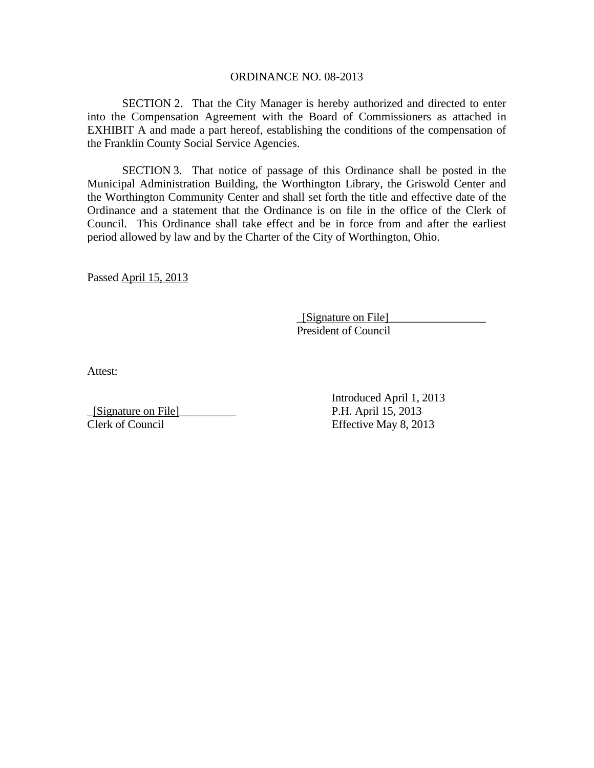ORDINANCE NO. 08-2013

SECTION 2. That the City Manager is hereby authorized and directed to enter into the Compensation Agreement with the Board of Commissioners as attached in EXHIBIT A and made a part hereof, establishing the conditions of the compensation of the Franklin County Social Service Agencies.

SECTION 3. That notice of passage of this Ordinance shall be posted in the Municipal Administration Building, the Worthington Library, the Griswold Center and the Worthington Community Center and shall set forth the title and effective date of the Ordinance and a statement that the Ordinance is on file in the office of the Clerk of Council. This Ordinance shall take effect and be in force from and after the earliest period allowed by law and by the Charter of the City of Worthington, Ohio.

Passed April 15, 2013

_[Signature on File]_________________
President of Council

Attest:

_[Signature on File]__________
Clerk of Council

Introduced April 1, 2013
P.H. April 15, 2013
Effective May 8, 2013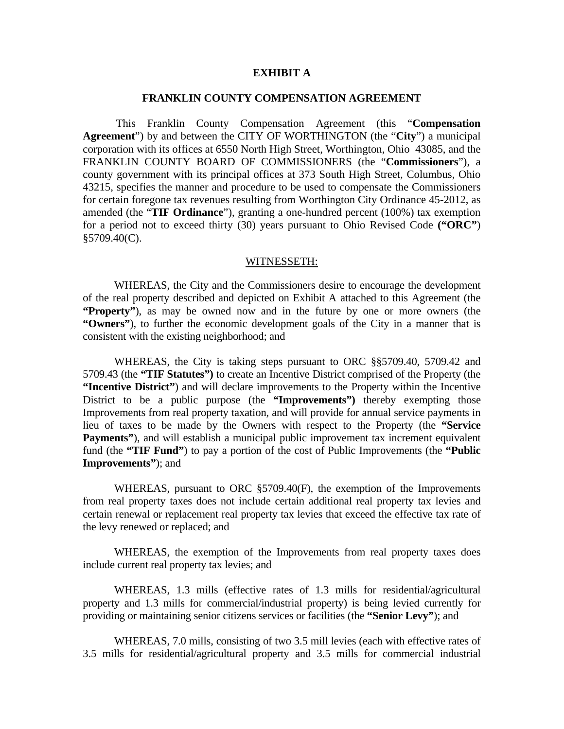**EXHIBIT A**

**FRANKLIN COUNTY COMPENSATION AGREEMENT**

This Franklin County Compensation Agreement (this "**Compensation Agreement**") by and between the CITY OF WORTHINGTON (the "**City**") a municipal corporation with its offices at 6550 North High Street, Worthington, Ohio 43085, and the FRANKLIN COUNTY BOARD OF COMMISSIONERS (the "**Commissioners**"), a county government with its principal offices at 373 South High Street, Columbus, Ohio 43215, specifies the manner and procedure to be used to compensate the Commissioners for certain foregone tax revenues resulting from Worthington City Ordinance 45-2012, as amended (the "**TIF Ordinance**"), granting a one-hundred percent (100%) tax exemption for a period not to exceed thirty (30) years pursuant to Ohio Revised Code **("ORC"**) §5709.40(C).

WITNESSETH:

WHEREAS, the City and the Commissioners desire to encourage the development of the real property described and depicted on Exhibit A attached to this Agreement (the **"Property"**), as may be owned now and in the future by one or more owners (the **"Owners"**), to further the economic development goals of the City in a manner that is consistent with the existing neighborhood; and

WHEREAS, the City is taking steps pursuant to ORC §§5709.40, 5709.42 and 5709.43 (the **"TIF Statutes")** to create an Incentive District comprised of the Property (the **"Incentive District"**) and will declare improvements to the Property within the Incentive District to be a public purpose (the **"Improvements")** thereby exempting those Improvements from real property taxation, and will provide for annual service payments in lieu of taxes to be made by the Owners with respect to the Property (the **"Service Payments"**), and will establish a municipal public improvement tax increment equivalent fund (the **"TIF Fund"**) to pay a portion of the cost of Public Improvements (the **"Public Improvements"**); and

WHEREAS, pursuant to ORC §5709.40(F), the exemption of the Improvements from real property taxes does not include certain additional real property tax levies and certain renewal or replacement real property tax levies that exceed the effective tax rate of the levy renewed or replaced; and

WHEREAS, the exemption of the Improvements from real property taxes does include current real property tax levies; and

WHEREAS, 1.3 mills (effective rates of 1.3 mills for residential/agricultural property and 1.3 mills for commercial/industrial property) is being levied currently for providing or maintaining senior citizens services or facilities (the **"Senior Levy"**); and

WHEREAS, 7.0 mills, consisting of two 3.5 mill levies (each with effective rates of 3.5 mills for residential/agricultural property and 3.5 mills for commercial industrial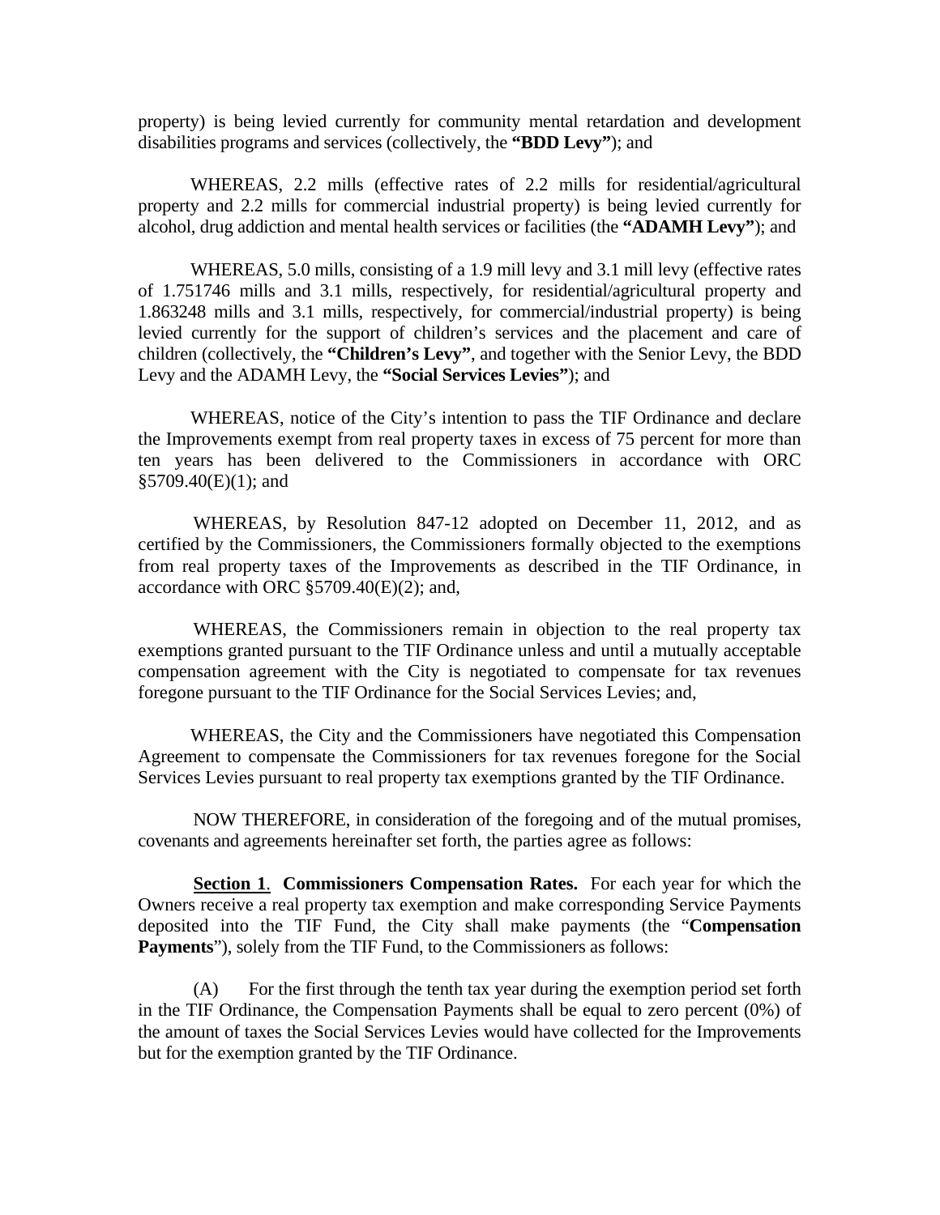property) is being levied currently for community mental retardation and development disabilities programs and services (collectively, the **"BDD Levy"**); and

WHEREAS, 2.2 mills (effective rates of 2.2 mills for residential/agricultural property and 2.2 mills for commercial industrial property) is being levied currently for alcohol, drug addiction and mental health services or facilities (the **"ADAMH Levy"**); and

WHEREAS, 5.0 mills, consisting of a 1.9 mill levy and 3.1 mill levy (effective rates of 1.751746 mills and 3.1 mills, respectively, for residential/agricultural property and 1.863248 mills and 3.1 mills, respectively, for commercial/industrial property) is being levied currently for the support of children's services and the placement and care of children (collectively, the **"Children's Levy"**, and together with the Senior Levy, the BDD Levy and the ADAMH Levy, the **"Social Services Levies"**); and

WHEREAS, notice of the City's intention to pass the TIF Ordinance and declare the Improvements exempt from real property taxes in excess of 75 percent for more than ten years has been delivered to the Commissioners in accordance with ORC §5709.40(E)(1); and

WHEREAS, by Resolution 847-12 adopted on December 11, 2012, and as certified by the Commissioners, the Commissioners formally objected to the exemptions from real property taxes of the Improvements as described in the TIF Ordinance, in accordance with ORC §5709.40(E)(2); and,

WHEREAS, the Commissioners remain in objection to the real property tax exemptions granted pursuant to the TIF Ordinance unless and until a mutually acceptable compensation agreement with the City is negotiated to compensate for tax revenues foregone pursuant to the TIF Ordinance for the Social Services Levies; and,

WHEREAS, the City and the Commissioners have negotiated this Compensation Agreement to compensate the Commissioners for tax revenues foregone for the Social Services Levies pursuant to real property tax exemptions granted by the TIF Ordinance.

NOW THEREFORE, in consideration of the foregoing and of the mutual promises, covenants and agreements hereinafter set forth, the parties agree as follows:

**Section 1**. **Commissioners Compensation Rates.** For each year for which the Owners receive a real property tax exemption and make corresponding Service Payments deposited into the TIF Fund, the City shall make payments (the "**Compensation Payments**"), solely from the TIF Fund, to the Commissioners as follows:

(A) For the first through the tenth tax year during the exemption period set forth in the TIF Ordinance, the Compensation Payments shall be equal to zero percent (0%) of the amount of taxes the Social Services Levies would have collected for the Improvements but for the exemption granted by the TIF Ordinance.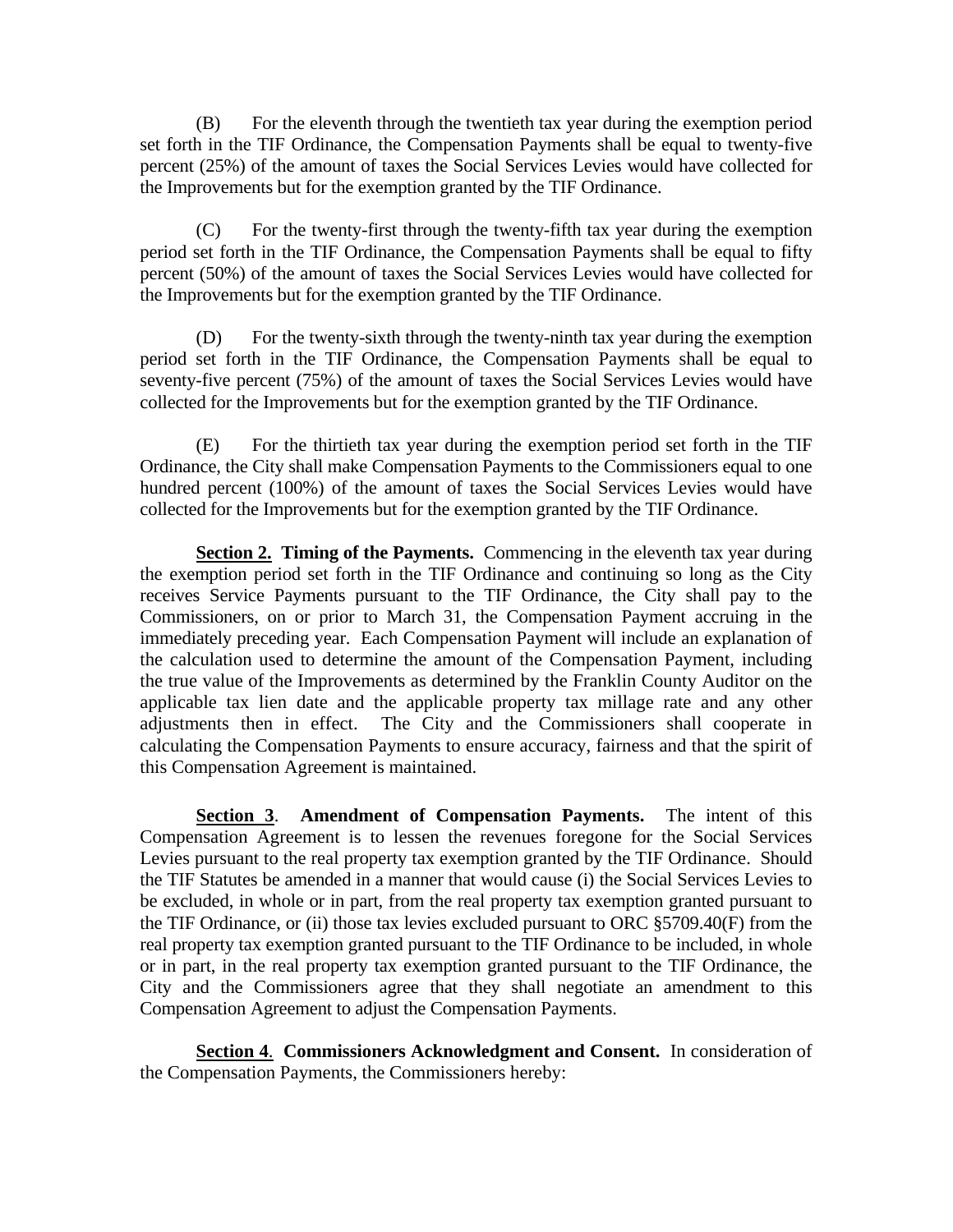(B) For the eleventh through the twentieth tax year during the exemption period set forth in the TIF Ordinance, the Compensation Payments shall be equal to twenty-five percent (25%) of the amount of taxes the Social Services Levies would have collected for the Improvements but for the exemption granted by the TIF Ordinance.

(C) For the twenty-first through the twenty-fifth tax year during the exemption period set forth in the TIF Ordinance, the Compensation Payments shall be equal to fifty percent (50%) of the amount of taxes the Social Services Levies would have collected for the Improvements but for the exemption granted by the TIF Ordinance.

(D) For the twenty-sixth through the twenty-ninth tax year during the exemption period set forth in the TIF Ordinance, the Compensation Payments shall be equal to seventy-five percent (75%) of the amount of taxes the Social Services Levies would have collected for the Improvements but for the exemption granted by the TIF Ordinance.

(E) For the thirtieth tax year during the exemption period set forth in the TIF Ordinance, the City shall make Compensation Payments to the Commissioners equal to one hundred percent (100%) of the amount of taxes the Social Services Levies would have collected for the Improvements but for the exemption granted by the TIF Ordinance.

**Section 2. Timing of the Payments.** Commencing in the eleventh tax year during the exemption period set forth in the TIF Ordinance and continuing so long as the City receives Service Payments pursuant to the TIF Ordinance, the City shall pay to the Commissioners, on or prior to March 31, the Compensation Payment accruing in the immediately preceding year. Each Compensation Payment will include an explanation of the calculation used to determine the amount of the Compensation Payment, including the true value of the Improvements as determined by the Franklin County Auditor on the applicable tax lien date and the applicable property tax millage rate and any other adjustments then in effect. The City and the Commissioners shall cooperate in calculating the Compensation Payments to ensure accuracy, fairness and that the spirit of this Compensation Agreement is maintained.

**Section 3. Amendment of Compensation Payments.** The intent of this Compensation Agreement is to lessen the revenues foregone for the Social Services Levies pursuant to the real property tax exemption granted by the TIF Ordinance. Should the TIF Statutes be amended in a manner that would cause (i) the Social Services Levies to be excluded, in whole or in part, from the real property tax exemption granted pursuant to the TIF Ordinance, or (ii) those tax levies excluded pursuant to ORC §5709.40(F) from the real property tax exemption granted pursuant to the TIF Ordinance to be included, in whole or in part, in the real property tax exemption granted pursuant to the TIF Ordinance, the City and the Commissioners agree that they shall negotiate an amendment to this Compensation Agreement to adjust the Compensation Payments.

**Section 4. Commissioners Acknowledgment and Consent.** In consideration of the Compensation Payments, the Commissioners hereby: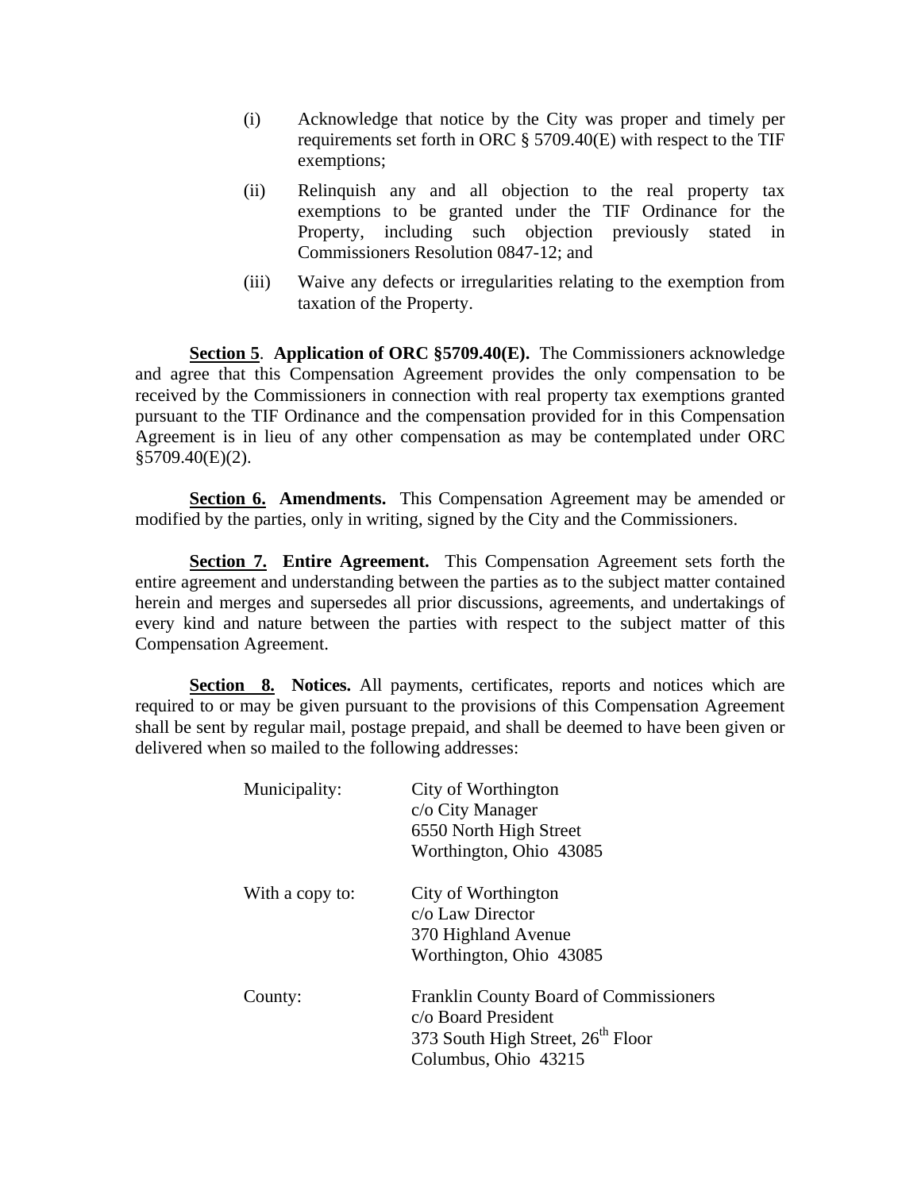(i) Acknowledge that notice by the City was proper and timely per requirements set forth in ORC § 5709.40(E) with respect to the TIF exemptions;

(ii) Relinquish any and all objection to the real property tax exemptions to be granted under the TIF Ordinance for the Property, including such objection previously stated in Commissioners Resolution 0847-12; and

(iii) Waive any defects or irregularities relating to the exemption from taxation of the Property.

**Section 5**. **Application of ORC §5709.40(E).** The Commissioners acknowledge and agree that this Compensation Agreement provides the only compensation to be received by the Commissioners in connection with real property tax exemptions granted pursuant to the TIF Ordinance and the compensation provided for in this Compensation Agreement is in lieu of any other compensation as may be contemplated under ORC §5709.40(E)(2).

**Section 6. Amendments.** This Compensation Agreement may be amended or modified by the parties, only in writing, signed by the City and the Commissioners.

**Section 7. Entire Agreement.** This Compensation Agreement sets forth the entire agreement and understanding between the parties as to the subject matter contained herein and merges and supersedes all prior discussions, agreements, and undertakings of every kind and nature between the parties with respect to the subject matter of this Compensation Agreement.

**Section 8. Notices.** All payments, certificates, reports and notices which are required to or may be given pursuant to the provisions of this Compensation Agreement shall be sent by regular mail, postage prepaid, and shall be deemed to have been given or delivered when so mailed to the following addresses:

Municipality:
City of Worthington
c/o City Manager
6550 North High Street
Worthington, Ohio 43085

With a copy to:
City of Worthington
c/o Law Director
370 Highland Avenue
Worthington, Ohio 43085

County:
Franklin County Board of Commissioners
c/o Board President
373 South High Street, 26th Floor
Columbus, Ohio 43215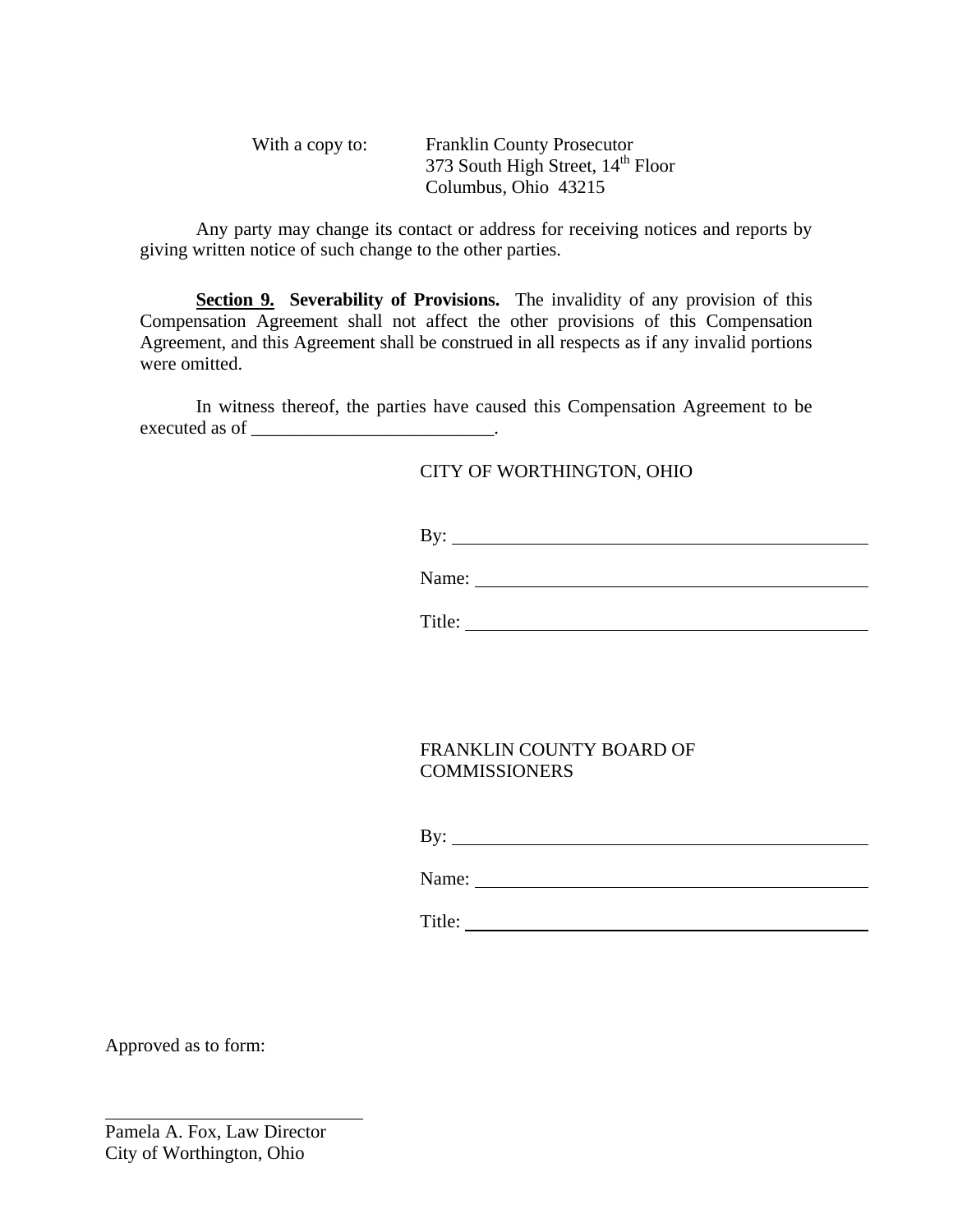With a copy to: Franklin County Prosecutor
373 South High Street, 14th Floor
Columbus, Ohio 43215

Any party may change its contact or address for receiving notices and reports by giving written notice of such change to the other parties.

**Section 9.** **Severability of Provisions.** The invalidity of any provision of this Compensation Agreement shall not affect the other provisions of this Compensation Agreement, and this Agreement shall be construed in all respects as if any invalid portions were omitted.

In witness thereof, the parties have caused this Compensation Agreement to be executed as of ___________________________.

CITY OF WORTHINGTON, OHIO

By: ______________________________

Name: ______________________________

Title: ______________________________

FRANKLIN COUNTY BOARD OF COMMISSIONERS

By: ______________________________

Name: ______________________________

Title: ______________________________

Approved as to form:

______________________________
Pamela A. Fox, Law Director
City of Worthington, Ohio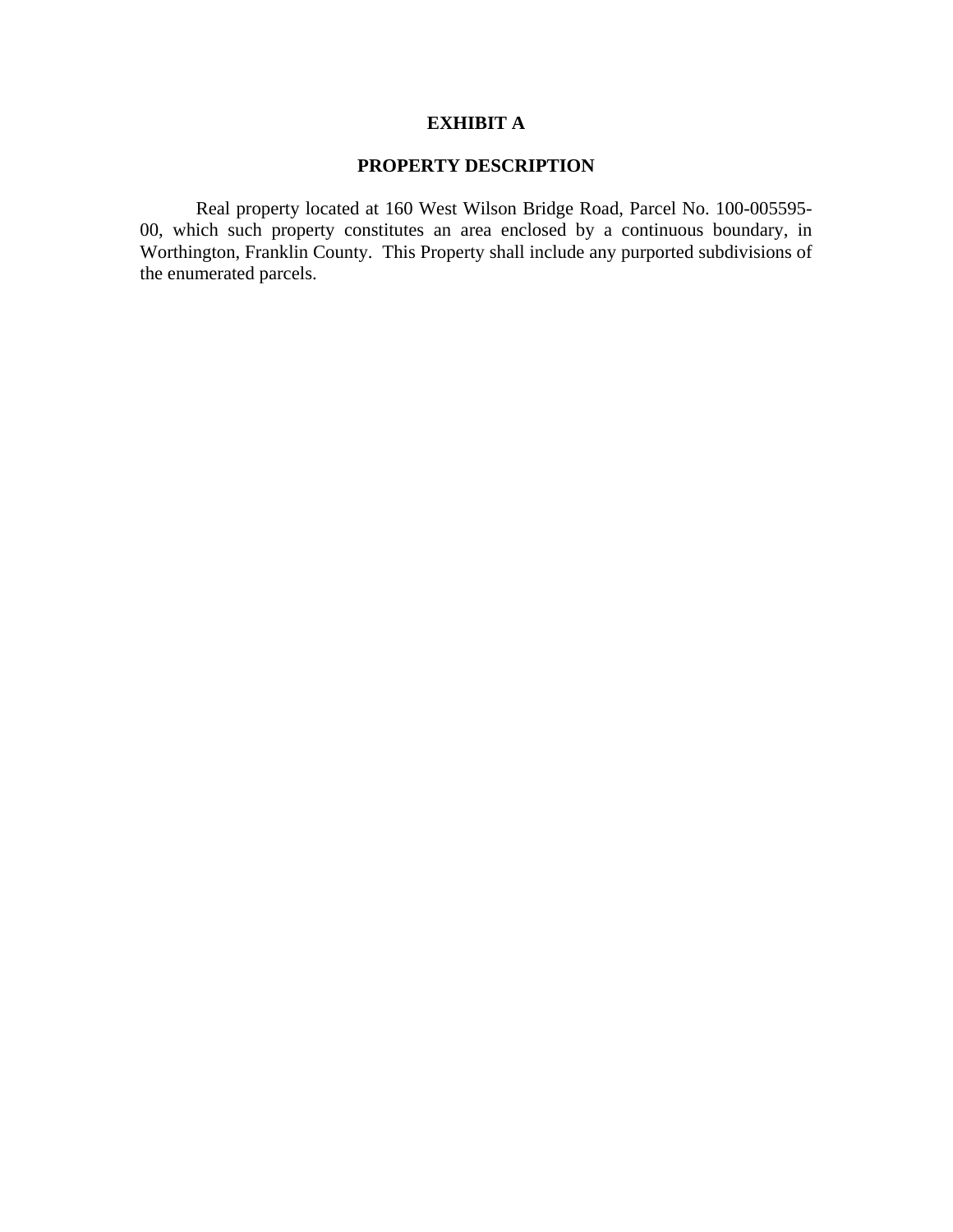# EXHIBIT A

## PROPERTY DESCRIPTION

Real property located at 160 West Wilson Bridge Road, Parcel No. 100-005595-00, which such property constitutes an area enclosed by a continuous boundary, in Worthington, Franklin County. This Property shall include any purported subdivisions of the enumerated parcels.